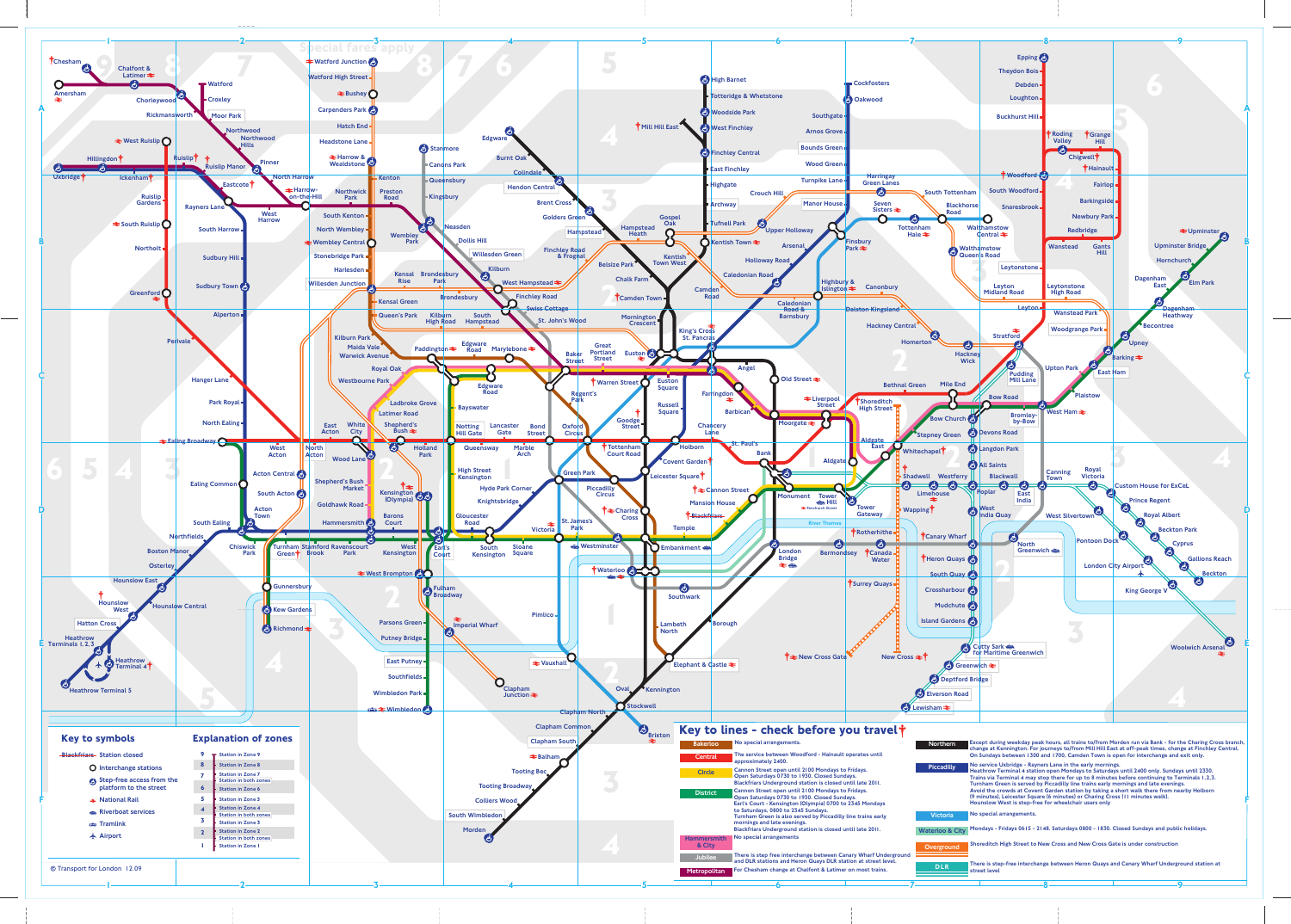## Key to symbols

- Blackfriars Station closed
- Interchange stations
- Step-free access from the platform to the street
- National Rail
- Riverboat services
- Tramlink
- Airport

## Explanation of zones

| Zone | Description |
|---|---|
| 9 | Station in Zone 9 |
| 8 | Station in Zone 8 |
| 7 | Station in Zone 7 / Station in both zones |
| 6 | Station in Zone 6 |
| 5 | Station in Zone 5 |
| 4 | Station in Zone 4 / Station in both zones |
| 3 | Station in Zone 3 |
| 2 | Station in Zone 2 / Station in both zones |
| 1 | Station in Zone 1 |

© Transport for London 12.09

## Key to lines - check before you travel

| Line | Notes |
|---|---|
| Bakerloo | No special arrangements. |
| Central | There is no service between Woodford - Hainault operates until approximately 2400. |
| Circle | Cannon Street open until 2100 Mondays to Fridays. Open Saturdays 0730 to 1930. Closed Sundays. Blackfriars Underground station is closed until late 2011. |
| District | Cannon Street open until 2100 Mondays to Fridays. Open Saturdays 0730 to 1930. Closed Sundays. Earl's Court - Kensington (Olympia) 0700 to 2345 Mondays to Saturdays, 0800 to 2345 Sundays. Turnham Green is also served by Piccadilly line trains early mornings and late evenings. Blackfriars Underground station is closed until late 2011. |
| Hammersmith & City | No special arrangements |
| Jubilee | There is step free interchange between Canary Wharf Underground and DLR stations and Heron Quays DLR station at street level. |
| Metropolitan | For Chesham change at Chalfont & Latimer on most trains. |
| Northern | Except during weekday peak hours, all trains to/from Morden run via Bank - for the Charing Cross branch, change at Kennington. For journeys to/from Mill Hill East at off-peak times, change at Finchley Central. On Sundays between 1300 and 1700, Camden Town is open for interchange and exit only. |
| Piccadilly | No service Uxbridge - Rayners Lane in the early mornings. Heathrow Terminal 4 station open Mondays to Saturdays until 2400 only. Sundays until 2330. Trains via Terminal 4 may stop there for up to 8 minutes before continuing to Terminals 1,2,3. Turnham Green is served by Piccadilly line trains early mornings and late evenings. Avoid the crowds at Covent Garden station by taking a short walk there from nearby Holborn (9 minutes), Leicester Square (6 minutes) or Charing Cross (11 minutes walk). Hounslow West is step-free for wheelchair users only |
| Victoria | No special arrangements. |
| Waterloo & City | Mondays - Fridays 0615 - 2148, Saturdays 0800 - 1830, Closed Sundays and public holidays. |
| Overground | Shoreditch High Street to New Cross and New Cross Gate is under construction |
| DLR | There is step-free interchange between Heron Quays and Canary Wharf Underground station at street level |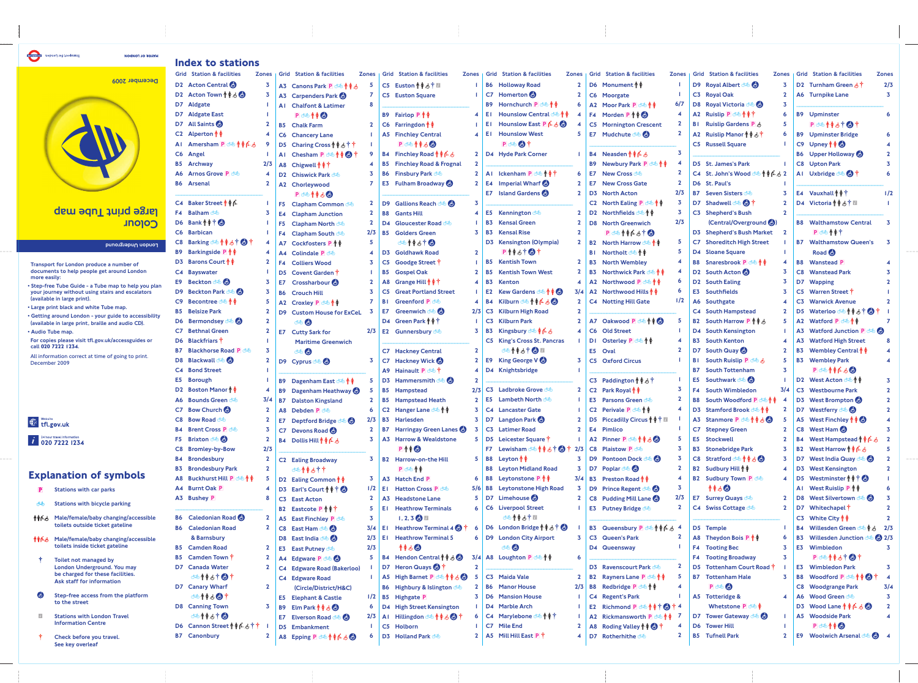December 2009

# Colour large print Tube map

London Underground

Transport for London produce a number of documents to help people get around London more easily:

- Step-free Tube Guide - a Tube map to help you plan your journey without using stairs and escalators (available in large print).
- Large print black and white Tube map.
- Getting around London - your guide to accessibility (available in large print, braille and audio CD).
- Audio Tube map.

For copies please visit tfl.gov.uk/accessguides or call 020 7222 1234.

All information correct at time of going to print. December 2009

Website
tfl.gov.uk

24 hour travel information
020 7222 1234

## Explanation of symbols

- Stations with car parks
- Stations with bicycle parking
- Male/female/baby changing/accessible toilets outside ticket gateline
- Male/female/baby changing/accessible toilets inside ticket gateline
- Toilet not managed by London Underground. You may be charged for these facilities. Ask staff for information
- Step-free access from the platform to the street
- Stations with London Travel Information Centre
- Check before you travel. See key overleaf

# Index to stations

| Grid | Station & facilities | Zones |
|---|---|---|
| D2 | Acton Central | 3 |
| D2 | Acton Town | 3 |
| D7 | Aldgate | 1 |
| D7 | Aldgate East | 1 |
| D7 | All Saints | 2 |
| C2 | Alperton | 4 |
| A1 | Amersham | 9 |
| C6 | Angel | 1 |
| B5 | Archway | 2/3 |
| A6 | Arnos Grove | 4 |
| B6 | Arsenal | 2 |
| C4 | Baker Street | 1 |
| F4 | Balham | 3 |
| D6 | Bank | 1 |
| C6 | Barbican | 1 |
| C8 | Barking | 4 |
| B9 | Barkingside | 4 |
| D3 | Barons Court | 2 |
| C4 | Bayswater | 1 |
| E9 | Beckton | 3 |
| D9 | Beckton Park | 3 |
| C9 | Becontree | 5 |
| B5 | Belsize Park | 2 |
| D6 | Bermondsey | 2 |
| C7 | Bethnal Green | 2 |
| D6 | Blackfriars | 1 |
| B7 | Blackhorse Road | 3 |
| D8 | Blackwall | 2 |
| C4 | Bond Street | 1 |
| E5 | Borough | 1 |
| D2 | Boston Manor | 4 |
| A6 | Bounds Green | 3/4 |
| C7 | Bow Church | 2 |
| C8 | Bow Road | 2 |
| B4 | Brent Cross | 3 |
| F5 | Brixton | 2 |
| C8 | Bromley-by-Bow | 2/3 |
| B4 | Brondesbury | 2 |
| B3 | Brondesbury Park | 2 |
| A8 | Buckhurst Hill | 5 |
| A4 | Burnt Oak | 4 |
| A3 | Bushey | 8 |
| B6 | Caledonian Road | 2 |
| B6 | Caledonian Road & Barnsbury | 2 |
| B5 | Camden Road | 2 |
| B5 | Camden Town | 2 |
| D7 | Canada Water | 2 |
| D7 | Canary Wharf | 2 |
| D8 | Canning Town | 3 |
| D6 | Cannon Street | 1 |
| B7 | Canonbury | 2 |
| A3 | Canons Park | 5 |
| A3 | Carpenders Park | 7 |
| A1 | Chalfont & Latimer | 8 |
| B5 | Chalk Farm | 2 |
| C6 | Chancery Lane | 1 |
| D5 | Charing Cross | 1 |
| A1 | Chesham | 9 |
| A8 | Chigwell | 4 |
| B5 | Chiswick Park | 3 |
| A2 | Chorleywood | 7 |
| F5 | Clapham Common | 2 |
| E4 | Clapham Junction | 2 |
| F5 | Clapham North | 2 |
| F4 | Clapham South | 2/3 |
| A7 | Cockfosters | 5 |
| A4 | Colindale | 4 |
| F4 | Colliers Wood | 3 |
| D5 | Covent Garden | 1 |
| E7 | Crossharbour | 2 |
| A5 | Croxley | 7 |
| D9 | Custom House for ExCeL | 3 |
| E7 | Cutty Sark for Maritime Greenwich | 2/3 |
| D9 | Cyprus | 3 |
| B9 | Dagenham East | 5 |
| B9 | Dagenham Heathway | 5 |
| B7 | Dalston Kingsland | 2 |
| A8 | Debden | 6 |
| E7 | Deptford Bridge | 2/3 |
| C7 | Devons Road | 2 |
| B4 | Dollis Hill | 3 |
| C2 | Ealing Broadway | 3 |
| D2 | Ealing Common | 3 |
| D3 | Earl's Court | 1/2 |
| C3 | East Acton | 2 |
| B2 | Eastcote | 5 |
| A5 | East Finchley | 3 |
| C8 | East Ham | 3/4 |
| D8 | East India | 2/3 |
| E3 | East Putney | 2/3 |
| A4 | Edgware | 5 |
| C4 | Edgware Road (Bakerloo) | 1 |
| C4 | Edgware Road (Circle/District/H&C) | 1 |
| E5 | Elephant & Castle | 1/2 |
| B9 | Elm Park | 6 |
| E7 | Elverson Road | 2/3 |
| D5 | Embankment | 1 |
| A8 | Epping | 6 |
| C5 | Euston | 1 |
| C5 | Euston Square | 1 |
| B9 | Fairlop | 4 |
| C6 | Farringdon | 1 |
| A5 | Finchley Central | 4 |
| B4 | Finchley Road | 2 |
| B5 | Finchley Road & Frognal | 2 |
| B6 | Finsbury Park | 2 |
| E3 | Fulham Broadway | 2 |
| D9 | Gallions Reach | 3 |
| B8 | Gants Hill | 4 |
| D4 | Gloucester Road | 1 |
| B5 | Golders Green | 3 |
| D3 | Goldhawk Road | 2 |
| C5 | Goodge Street | 1 |
| C5 | Gospel Oak | 2 |
| A8 | Grange Hill | 4 |
| C5 | Great Portland Street | 1 |
| B7 | Greenford | 4 |
| E7 | Greenwich | 2/3 |
| D4 | Green Park | 1 |
| E2 | Gunnersbury | 3 |
| C7 | Hackney Central | 2 |
| C9 | Hackney Wick | 2 |
| A9 | Hainault | 4 |
| D3 | Hammersmith | 2 |
| B5 | Hampstead | 2/3 |
| B5 | Hampstead Heath | 2 |
| C2 | Hanger Lane | 3 |
| B3 | Harlesden | 3 |
| B7 | Harringay Green Lanes | 3 |
| A3 | Harrow & Wealdstone | 5 |
| B2 | Harrow-on-the Hill | 5 |
| A3 | Hatch End | 6 |
| E1 | Hatton Cross | 5/6 |
| A3 | Headstone Lane | 5 |
| E1 | Heathrow Terminals 1, 2, 3 | 6 |
| E1 | Heathrow Terminal 4 | 6 |
| E1 | Heathrow Terminal 5 | 6 |
| B4 | Hendon Central | 3/4 |
| D7 | Heron Quays | 2 |
| A5 | High Barnet | 5 |
| B6 | Highbury & Islington | 2 |
| B5 | Highgate | 3 |
| D4 | High Street Kensington | 1 |
| A1 | Hillingdon | 6 |
| C5 | Holborn | 1 |
| D3 | Holland Park | 2 |
| B6 | Holloway Road | 2 |
| C7 | Homerton | 2 |
| B9 | Hornchurch | 6 |
| E1 | Hounslow Central | 4 |
| E1 | Hounslow East | 4 |
| E1 | Hounslow West | 5 |
| D4 | Hyde Park Corner | 1 |
| A1 | Ickenham | 6 |
| E4 | Imperial Wharf | 2 |
| E7 | Island Gardens | 2 |
| E5 | Kennington | 2 |
| B3 | Kensal Green | 2 |
| B3 | Kensal Rise | 2 |
| D3 | Kensington (Olympia) | 2 |
| B5 | Kentish Town | 2 |
| B5 | Kentish Town West | 2 |
| B3 | Kenton | 4 |
| E2 | Kew Gardens | 3/4 |
| B4 | Kilburn | 2 |
| B4 | Kilburn High Road | 2 |
| C3 | Kilburn Park | 2 |
| B3 | Kingsbury | 4 |
| C5 | King's Cross St. Pancras | 1 |
| E9 | King George V | 3 |
| D4 | Knightsbridge | 1 |
| C3 | Ladbroke Grove | 2 |
| E5 | Lambeth North | 1 |
| C4 | Lancaster Gate | 1 |
| D7 | Langdon Park | 2 |
| C3 | Latimer Road | 2 |
| D5 | Leicester Square | 1 |
| F7 | Lewisham | 2/3 |
| B8 | Leyton | 3 |
| B8 | Leytonstone | 3/4 |
| B8 | Leytonstone High Road | 3 |
| D7 | Limehouse | 2 |
| C6 | Liverpool Street | 1 |
| D6 | London Bridge | 1 |
| D9 | London City Airport | 3 |
| A8 | Loughton | 6 |
| C3 | Maida Vale | 2 |
| B6 | Manor House | 2/3 |
| D6 | Mansion House | 1 |
| C4 | Marble Arch | 1 |
| C4 | Marylebone | 1 |
| C7 | Mile End | 2 |
| A5 | Mill Hill East | 4 |
| D6 | Monument | 1 |
| C6 | Moorgate | 1 |
| A2 | Moor Park | 6/7 |
| F4 | Morden | 4 |
| C6 | Mornington Crescent | 2 |
| E7 | Mudchute | 2 |
| B4 | Neasden | 3 |
| B9 | Newbury Park | 4 |
| E7 | New Cross | 2 |
| E7 | New Cross Gate | 2 |
| D3 | North Acton | 2/3 |
| C2 | North Ealing | 3 |
| D2 | Northfields | 3 |
| D8 | North Greenwich | 2/3 |
| B2 | North Harrow | 5 |
| B1 | Northolt | 5 |
| B3 | North Wembley | 4 |
| B3 | Northwick Park | 4 |
| A2 | Northwood | 6 |
| A2 | Northwood Hills | 6 |
| C4 | Notting Hill Gate | 1/2 |
| A7 | Oakwood | 5 |
| C6 | Old Street | 1 |
| D1 | Osterley | 4 |
| E5 | Oval | 2 |
| C5 | Oxford Circus | 1 |
| C3 | Paddington | 1 |
| C2 | Park Royal | 3 |
| E3 | Parsons Green | 2 |
| C2 | Perivale | 4 |
| D5 | Piccadilly Circus | 1 |
| E4 | Pimlico | 1 |
| A2 | Pinner | 5 |
| C8 | Plaistow | 3 |
| D9 | Pontoon Dock | 3 |
| D7 | Poplar | 2 |
| B3 | Preston Road | 4 |
| D9 | Prince Regent | 3 |
| D8 | Pudding Mill Lane | 2/3 |
| E3 | Putney Bridge | 2 |
| B3 | Queensbury | 4 |
| C3 | Queen's Park | 2 |
| D4 | Queensway | 1 |
| D3 | Ravenscourt Park | 2 |
| B2 | Rayners Lane | 5 |
| B8 | Redbridge | 4 |
| C4 | Regent's Park | 1 |
| E2 | Richmond | 4 |
| A1 | Rickmansworth | 7 |
| A8 | Roding Valley | 4 |
| D7 | Rotherhithe | 2 |
| D9 | Royal Albert | 3 |
| C3 | Royal Oak | 2 |
| D8 | Royal Victoria | 3 |
| A2 | Ruislip | 6 |
| B1 | Ruislip Gardens | 5 |
| A2 | Ruislip Manor | 6 |
| C5 | Russell Square | 1 |
| D5 | St. James's Park | 1 |
| C4 | St. John's Wood | 2 |
| D6 | St. Paul's | 1 |
| B7 | Seven Sisters | 3 |
| D7 | Shadwell | 2 |
| C3 | Shepherd's Bush (Central/Overground) | 2 |
| D3 | Shepherd's Bush Market | 2 |
| C7 | Shoreditch High Street | 1 |
| D4 | Sloane Square | 1 |
| B8 | Snaresbrook | 4 |
| D2 | South Acton | 3 |
| D2 | South Ealing | 3 |
| E3 | Southfields | 3 |
| A6 | Southgate | 4 |
| C4 | South Hampstead | 2 |
| B2 | South Harrow | 5 |
| D4 | South Kensington | 1 |
| B3 | South Kenton | 4 |
| D7 | South Quay | 2 |
| B1 | South Ruislip | 5 |
| B7 | South Tottenham | 3 |
| E5 | Southwark | 1 |
| F4 | South Wimbledon | 3/4 |
| B8 | South Woodford | 4 |
| D3 | Stamford Brook | 2 |
| A3 | Stanmore | 5 |
| C7 | Stepney Green | 2 |
| E5 | Stockwell | 2 |
| B3 | Stonebridge Park | 3 |
| C8 | Stratford | 3 |
| B2 | Sudbury Hill | 4 |
| B2 | Sudbury Town | 4 |
| E7 | Surrey Quays | 2 |
| C4 | Swiss Cottage | 2 |
| D5 | Temple | 1 |
| A8 | Theydon Bois | 6 |
| F4 | Tooting Bec | 3 |
| F4 | Tooting Broadway | 3 |
| D5 | Tottenham Court Road | 1 |
| B7 | Tottenham Hale | 3 |
| A5 | Totteridge & Whetstone | 4 |
| D7 | Tower Gateway | 1 |
| D6 | Tower Hill | 1 |
| B5 | Tufnell Park | 2 |
| D2 | Turnham Green | 2/3 |
| A6 | Turnpike Lane | 3 |
| B9 | Upminster | 6 |
| B9 | Upminster Bridge | 6 |
| C9 | Upney | 4 |
| B6 | Upper Holloway | 2 |
| C8 | Upton Park | 3 |
| A1 | Uxbridge | 6 |
| E4 | Vauxhall | 1/2 |
| D4 | Victoria | 1 |
| B8 | Walthamstow Central | 3 |
| B7 | Walthamstow Queen's Road | 3 |
| B8 | Wanstead | 4 |
| C8 | Wanstead Park | 3 |
| D7 | Wapping | 2 |
| C5 | Warren Street | 1 |
| C3 | Warwick Avenue | 2 |
| D5 | Waterloo | 1 |
| A2 | Watford | 7 |
| A3 | Watford Junction | |
| A3 | Watford High Street | 8 |
| B3 | Wembley Central | 4 |
| B3 | Wembley Park | 4 |
| D2 | West Acton | 3 |
| C3 | Westbourne Park | 2 |
| D3 | West Brompton | 2 |
| D7 | Westferry | 2 |
| A5 | West Finchley | 4 |
| C8 | West Ham | 3 |
| B4 | West Hampstead | 2 |
| B2 | West Harrow | 5 |
| D7 | West India Quay | 2 |
| D3 | West Kensington | 2 |
| D5 | Westminster | 1 |
| A1 | West Ruislip | 6 |
| D8 | West Silvertown | 3 |
| D7 | Whitechapel | 2 |
| C3 | White City | 2 |
| B4 | Willesden Green | 2/3 |
| B3 | Willesden Junction | 2/3 |
| E3 | Wimbledon | 3 |
| E3 | Wimbledon Park | 3 |
| B8 | Woodford | 4 |
| C8 | Woodgrange Park | 3/4 |
| B6 | Wood Green | 3 |
| D3 | Wood Lane | 2 |
| A5 | Woodside Park | 4 |
| E9 | Woolwich Arsenal | 4 |